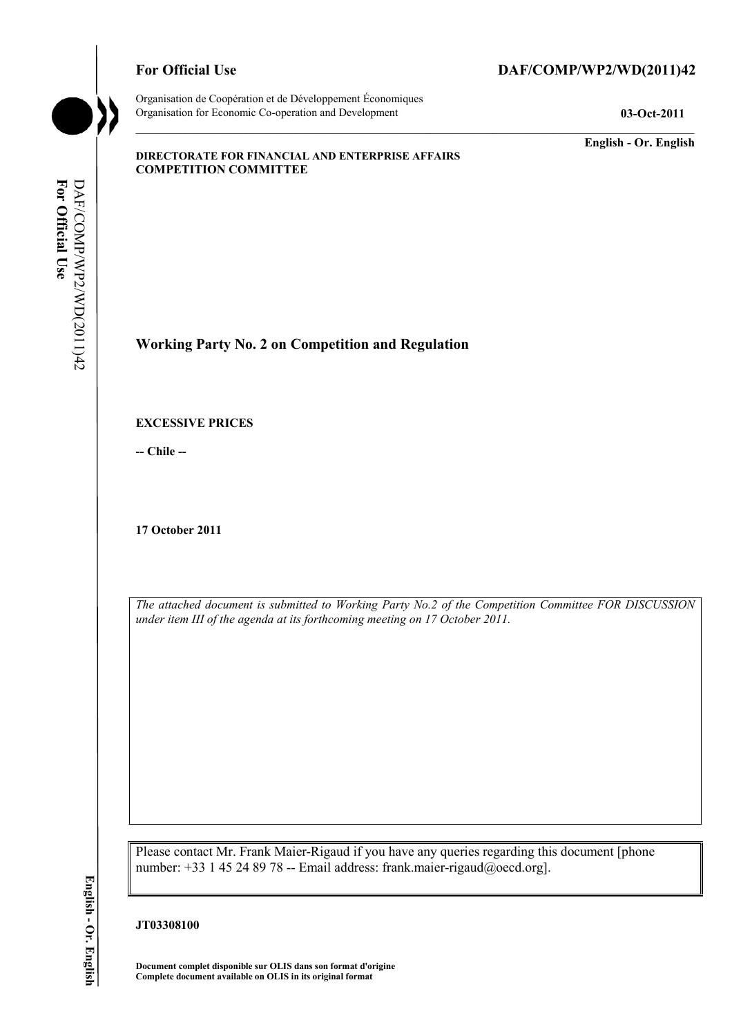**For Official Use** **DAF/COMP/WP2/WD(2011)42**

Organisation de Coopération et de Développement Économiques
Organisation for Economic Co-operation and Development **03-Oct-2011**

**English - Or. English**

**DIRECTORATE FOR FINANCIAL AND ENTERPRISE AFFAIRS**
**COMPETITION COMMITTEE**

## Working Party No. 2 on Competition and Regulation

**EXCESSIVE PRICES**

**-- Chile --**

**17 October 2011**

*The attached document is submitted to Working Party No.2 of the Competition Committee FOR DISCUSSION under item III of the agenda at its forthcoming meeting on 17 October 2011.*

Please contact Mr. Frank Maier-Rigaud if you have any queries regarding this document [phone number: +33 1 45 24 89 78 -- Email address: frank.maier-rigaud@oecd.org].

**JT03308100**

**Document complet disponible sur OLIS dans son format d'origine**
**Complete document available on OLIS in its original format**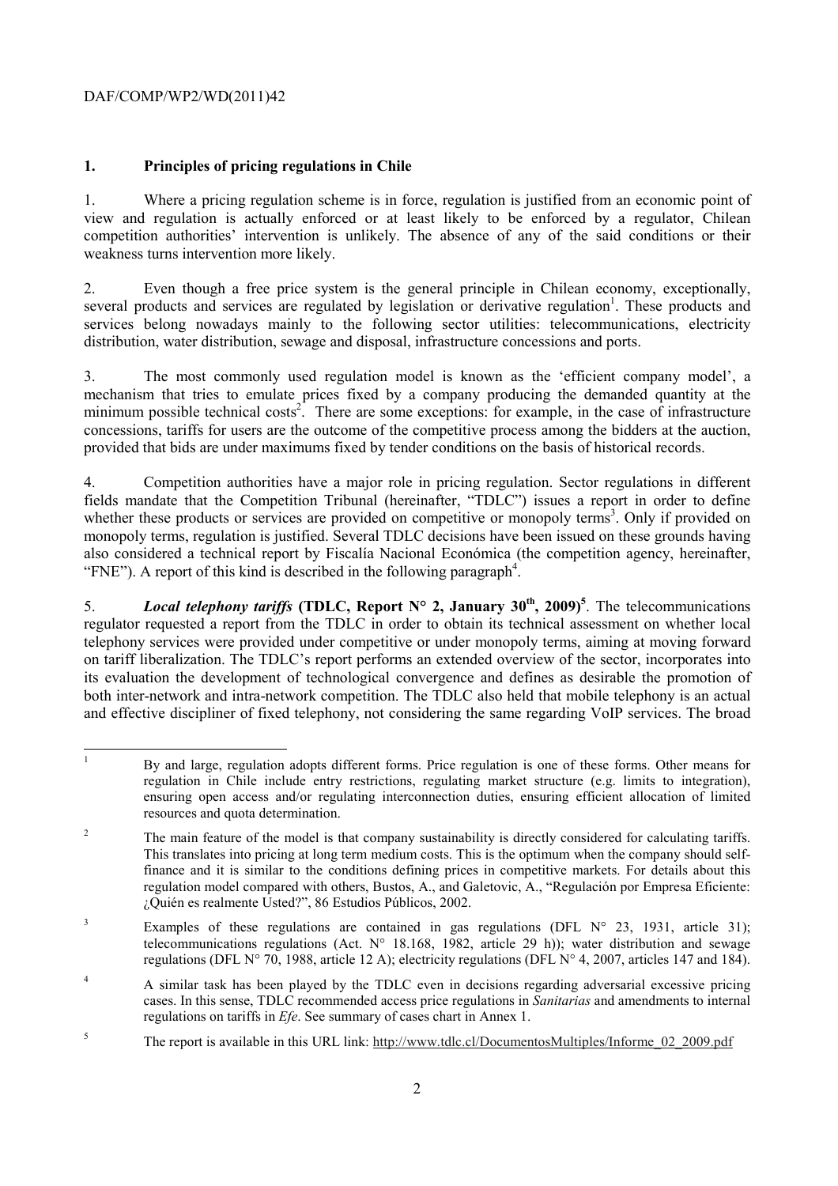## 1. Principles of pricing regulations in Chile

1. Where a pricing regulation scheme is in force, regulation is justified from an economic point of view and regulation is actually enforced or at least likely to be enforced by a regulator, Chilean competition authorities' intervention is unlikely. The absence of any of the said conditions or their weakness turns intervention more likely.

2. Even though a free price system is the general principle in Chilean economy, exceptionally, several products and services are regulated by legislation or derivative regulation[1]. These products and services belong nowadays mainly to the following sector utilities: telecommunications, electricity distribution, water distribution, sewage and disposal, infrastructure concessions and ports.

3. The most commonly used regulation model is known as the 'efficient company model', a mechanism that tries to emulate prices fixed by a company producing the demanded quantity at the minimum possible technical costs[2]. There are some exceptions: for example, in the case of infrastructure concessions, tariffs for users are the outcome of the competitive process among the bidders at the auction, provided that bids are under maximums fixed by tender conditions on the basis of historical records.

4. Competition authorities have a major role in pricing regulation. Sector regulations in different fields mandate that the Competition Tribunal (hereinafter, "TDLC") issues a report in order to define whether these products or services are provided on competitive or monopoly terms[3]. Only if provided on monopoly terms, regulation is justified. Several TDLC decisions have been issued on these grounds having also considered a technical report by Fiscalía Nacional Económica (the competition agency, hereinafter, "FNE"). A report of this kind is described in the following paragraph[4].

5. ***Local telephony tariffs* (TDLC, Report N° 2, January 30th, 2009)[5]**. The telecommunications regulator requested a report from the TDLC in order to obtain its technical assessment on whether local telephony services were provided under competitive or under monopoly terms, aiming at moving forward on tariff liberalization. The TDLC's report performs an extended overview of the sector, incorporates into its evaluation the development of technological convergence and defines as desirable the promotion of both inter-network and intra-network competition. The TDLC also held that mobile telephony is an actual and effective discipliner of fixed telephony, not considering the same regarding VoIP services. The broad

---

[1] By and large, regulation adopts different forms. Price regulation is one of these forms. Other means for regulation in Chile include entry restrictions, regulating market structure (e.g. limits to integration), ensuring open access and/or regulating interconnection duties, ensuring efficient allocation of limited resources and quota determination.

[2] The main feature of the model is that company sustainability is directly considered for calculating tariffs. This translates into pricing at long term medium costs. This is the optimum when the company should self-finance and it is similar to the conditions defining prices in competitive markets. For details about this regulation model compared with others, Bustos, A., and Galetovic, A., "Regulación por Empresa Eficiente: ¿Quién es realmente Usted?", 86 Estudios Públicos, 2002.

[3] Examples of these regulations are contained in gas regulations (DFL N° 23, 1931, article 31); telecommunications regulations (Act. N° 18.168, 1982, article 29 h)); water distribution and sewage regulations (DFL N° 70, 1988, article 12 A); electricity regulations (DFL N° 4, 2007, articles 147 and 184).

[4] A similar task has been played by the TDLC even in decisions regarding adversarial excessive pricing cases. In this sense, TDLC recommended access price regulations in *Sanitarias* and amendments to internal regulations on tariffs in *Efe*. See summary of cases chart in Annex 1.

[5] The report is available in this URL link: http://www.tdlc.cl/DocumentosMultiples/Informe_02_2009.pdf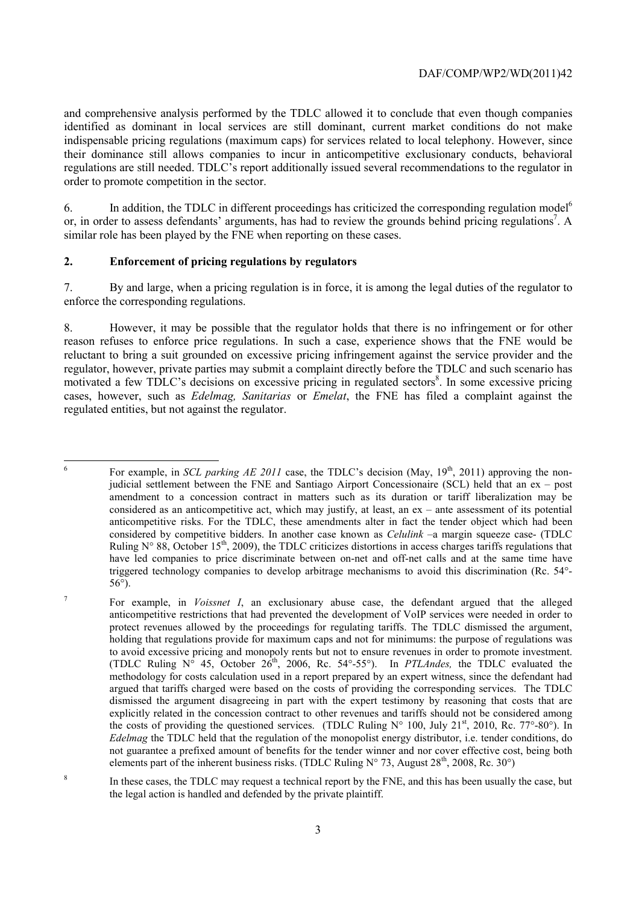and comprehensive analysis performed by the TDLC allowed it to conclude that even though companies identified as dominant in local services are still dominant, current market conditions do not make indispensable pricing regulations (maximum caps) for services related to local telephony. However, since their dominance still allows companies to incur in anticompetitive exclusionary conducts, behavioral regulations are still needed. TDLC's report additionally issued several recommendations to the regulator in order to promote competition in the sector.

6. In addition, the TDLC in different proceedings has criticized the corresponding regulation model[6] or, in order to assess defendants' arguments, has had to review the grounds behind pricing regulations[7]. A similar role has been played by the FNE when reporting on these cases.

## 2. Enforcement of pricing regulations by regulators

7. By and large, when a pricing regulation is in force, it is among the legal duties of the regulator to enforce the corresponding regulations.

8. However, it may be possible that the regulator holds that there is no infringement or for other reason refuses to enforce price regulations. In such a case, experience shows that the FNE would be reluctant to bring a suit grounded on excessive pricing infringement against the service provider and the regulator, however, private parties may submit a complaint directly before the TDLC and such scenario has motivated a few TDLC's decisions on excessive pricing in regulated sectors[8]. In some excessive pricing cases, however, such as *Edelmag, Sanitarias* or *Emelat*, the FNE has filed a complaint against the regulated entities, but not against the regulator.

---

[6] For example, in *SCL parking AE 2011* case, the TDLC's decision (May, 19th, 2011) approving the non-judicial settlement between the FNE and Santiago Airport Concessionaire (SCL) held that an ex – post amendment to a concession contract in matters such as its duration or tariff liberalization may be considered as an anticompetitive act, which may justify, at least, an ex – ante assessment of its potential anticompetitive risks. For the TDLC, these amendments alter in fact the tender object which had been considered by competitive bidders. In another case known as *Celulink* –a margin squeeze case- (TDLC Ruling N° 88, October 15th, 2009), the TDLC criticizes distortions in access charges tariffs regulations that have led companies to price discriminate between on-net and off-net calls and at the same time have triggered technology companies to develop arbitrage mechanisms to avoid this discrimination (Rc. 54°-56°).

[7] For example, in *Voissnet I*, an exclusionary abuse case, the defendant argued that the alleged anticompetitive restrictions that had prevented the development of VoIP services were needed in order to protect revenues allowed by the proceedings for regulating tariffs. The TDLC dismissed the argument, holding that regulations provide for maximum caps and not for minimums: the purpose of regulations was to avoid excessive pricing and monopoly rents but not to ensure revenues in order to promote investment. (TDLC Ruling N° 45, October 26th, 2006, Rc. 54°-55°). In *PTLAndes,* the TDLC evaluated the methodology for costs calculation used in a report prepared by an expert witness, since the defendant had argued that tariffs charged were based on the costs of providing the corresponding services. The TDLC dismissed the argument disagreeing in part with the expert testimony by reasoning that costs that are explicitly related in the concession contract to other revenues and tariffs should not be considered among the costs of providing the questioned services. (TDLC Ruling N° 100, July 21st, 2010, Rc. 77°-80°). In *Edelmag* the TDLC held that the regulation of the monopolist energy distributor, i.e. tender conditions, do not guarantee a prefixed amount of benefits for the tender winner and nor cover effective cost, being both elements part of the inherent business risks. (TDLC Ruling N° 73, August 28th, 2008, Rc. 30°)

[8] In these cases, the TDLC may request a technical report by the FNE, and this has been usually the case, but the legal action is handled and defended by the private plaintiff.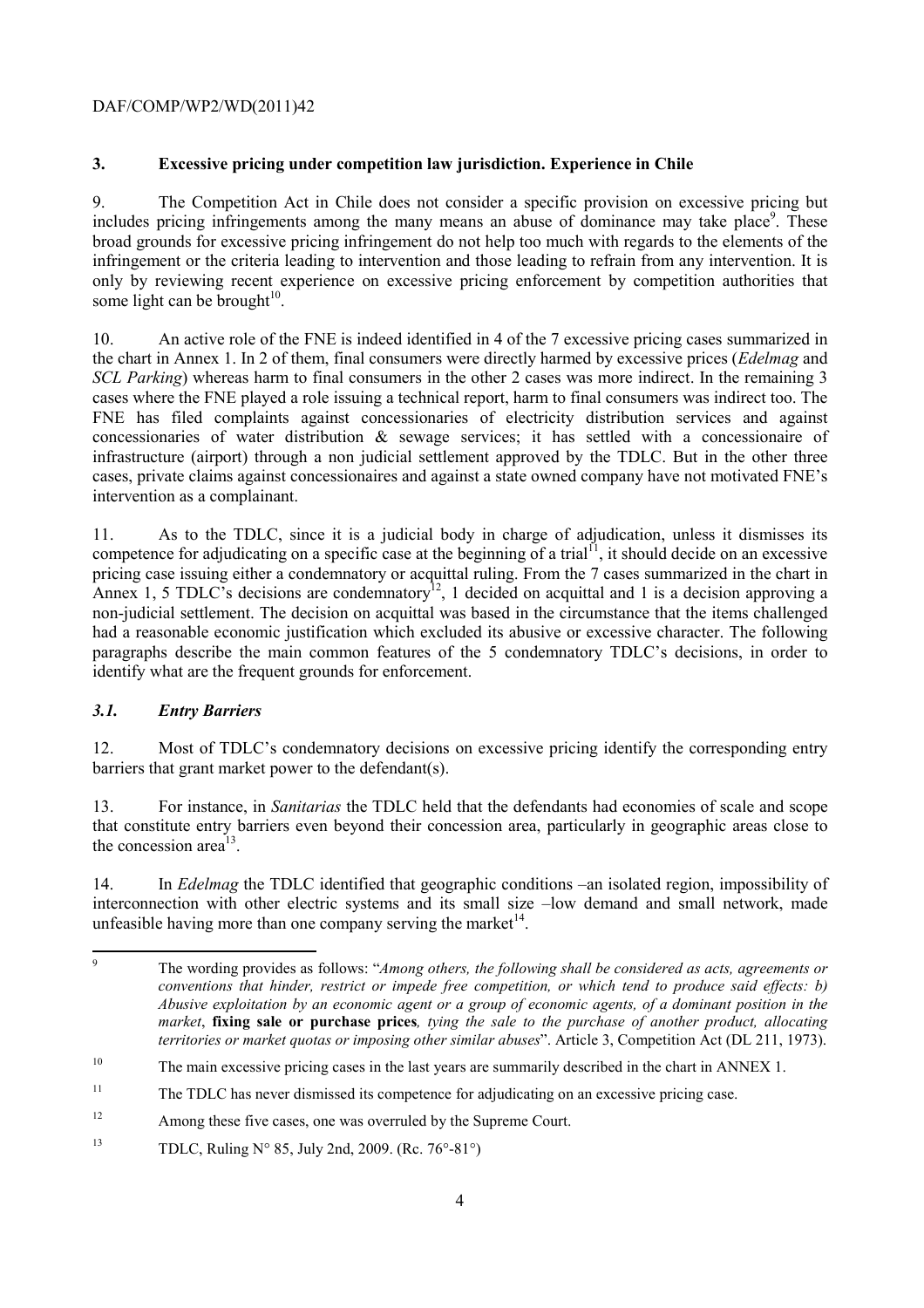## 3. Excessive pricing under competition law jurisdiction. Experience in Chile

9. The Competition Act in Chile does not consider a specific provision on excessive pricing but includes pricing infringements among the many means an abuse of dominance may take place[9]. These broad grounds for excessive pricing infringement do not help too much with regards to the elements of the infringement or the criteria leading to intervention and those leading to refrain from any intervention. It is only by reviewing recent experience on excessive pricing enforcement by competition authorities that some light can be brought[10].

10. An active role of the FNE is indeed identified in 4 of the 7 excessive pricing cases summarized in the chart in Annex 1. In 2 of them, final consumers were directly harmed by excessive prices (*Edelmag* and *SCL Parking*) whereas harm to final consumers in the other 2 cases was more indirect. In the remaining 3 cases where the FNE played a role issuing a technical report, harm to final consumers was indirect too. The FNE has filed complaints against concessionaries of electricity distribution services and against concessionaries of water distribution & sewage services; it has settled with a concessionaire of infrastructure (airport) through a non judicial settlement approved by the TDLC. But in the other three cases, private claims against concessionaires and against a state owned company have not motivated FNE's intervention as a complainant.

11. As to the TDLC, since it is a judicial body in charge of adjudication, unless it dismisses its competence for adjudicating on a specific case at the beginning of a trial[11], it should decide on an excessive pricing case issuing either a condemnatory or acquittal ruling. From the 7 cases summarized in the chart in Annex 1, 5 TDLC's decisions are condemnatory[12], 1 decided on acquittal and 1 is a decision approving a non-judicial settlement. The decision on acquittal was based in the circumstance that the items challenged had a reasonable economic justification which excluded its abusive or excessive character. The following paragraphs describe the main common features of the 5 condemnatory TDLC's decisions, in order to identify what are the frequent grounds for enforcement.

### *3.1. Entry Barriers*

12. Most of TDLC's condemnatory decisions on excessive pricing identify the corresponding entry barriers that grant market power to the defendant(s).

13. For instance, in *Sanitarias* the TDLC held that the defendants had economies of scale and scope that constitute entry barriers even beyond their concession area, particularly in geographic areas close to the concession area[13].

14. In *Edelmag* the TDLC identified that geographic conditions –an isolated region, impossibility of interconnection with other electric systems and its small size –low demand and small network, made unfeasible having more than one company serving the market[14].

---

[9] The wording provides as follows: "*Among others, the following shall be considered as acts, agreements or conventions that hinder, restrict or impede free competition, or which tend to produce said effects: b) Abusive exploitation by an economic agent or a group of economic agents, of a dominant position in the market*, **fixing sale or purchase prices***, tying the sale to the purchase of another product, allocating territories or market quotas or imposing other similar abuses*". Article 3, Competition Act (DL 211, 1973).

[10] The main excessive pricing cases in the last years are summarily described in the chart in ANNEX 1.

[11] The TDLC has never dismissed its competence for adjudicating on an excessive pricing case.

[12] Among these five cases, one was overruled by the Supreme Court.

[13] TDLC, Ruling N° 85, July 2nd, 2009. (Rc. 76°-81°)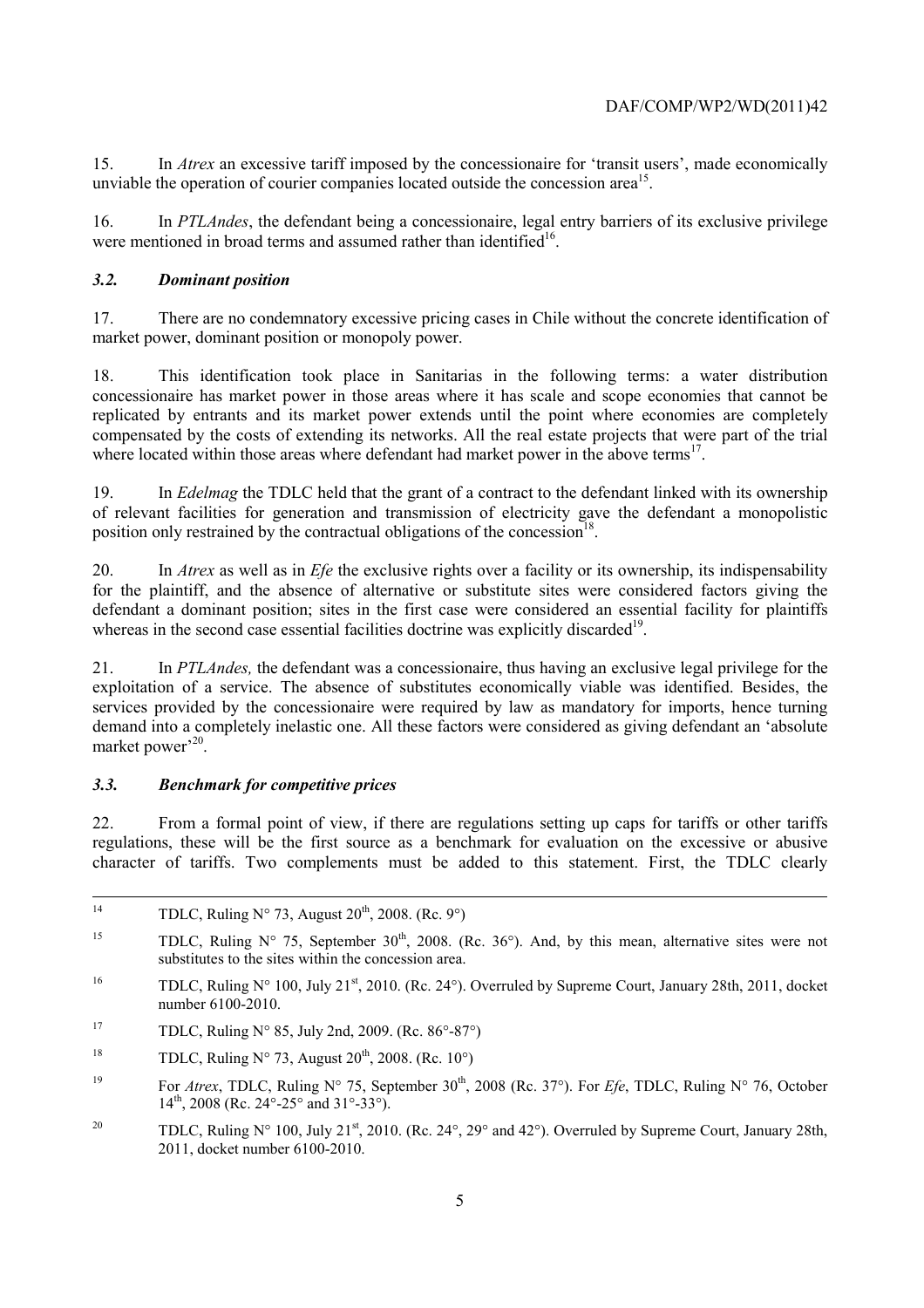15. In *Atrex* an excessive tariff imposed by the concessionaire for 'transit users', made economically unviable the operation of courier companies located outside the concession area[15].

16. In *PTLAndes*, the defendant being a concessionaire, legal entry barriers of its exclusive privilege were mentioned in broad terms and assumed rather than identified[16].

### *3.2. Dominant position*

17. There are no condemnatory excessive pricing cases in Chile without the concrete identification of market power, dominant position or monopoly power.

18. This identification took place in Sanitarias in the following terms: a water distribution concessionaire has market power in those areas where it has scale and scope economies that cannot be replicated by entrants and its market power extends until the point where economies are completely compensated by the costs of extending its networks. All the real estate projects that were part of the trial where located within those areas where defendant had market power in the above terms[17].

19. In *Edelmag* the TDLC held that the grant of a contract to the defendant linked with its ownership of relevant facilities for generation and transmission of electricity gave the defendant a monopolistic position only restrained by the contractual obligations of the concession[18].

20. In *Atrex* as well as in *Efe* the exclusive rights over a facility or its ownership, its indispensability for the plaintiff, and the absence of alternative or substitute sites were considered factors giving the defendant a dominant position; sites in the first case were considered an essential facility for plaintiffs whereas in the second case essential facilities doctrine was explicitly discarded[19].

21. In *PTLAndes,* the defendant was a concessionaire, thus having an exclusive legal privilege for the exploitation of a service. The absence of substitutes economically viable was identified. Besides, the services provided by the concessionaire were required by law as mandatory for imports, hence turning demand into a completely inelastic one. All these factors were considered as giving defendant an 'absolute market power'[20].

### *3.3. Benchmark for competitive prices*

22. From a formal point of view, if there are regulations setting up caps for tariffs or other tariffs regulations, these will be the first source as a benchmark for evaluation on the excessive or abusive character of tariffs. Two complements must be added to this statement. First, the TDLC clearly

---

[14] TDLC, Ruling N° 73, August 20th, 2008. (Rc. 9°)

[15] TDLC, Ruling N° 75, September 30th, 2008. (Rc. 36°). And, by this mean, alternative sites were not substitutes to the sites within the concession area.

[16] TDLC, Ruling N° 100, July 21st, 2010. (Rc. 24°). Overruled by Supreme Court, January 28th, 2011, docket number 6100-2010.

[17] TDLC, Ruling N° 85, July 2nd, 2009. (Rc. 86°-87°)

[18] TDLC, Ruling N° 73, August 20th, 2008. (Rc. 10°)

[19] For *Atrex*, TDLC, Ruling N° 75, September 30th, 2008 (Rc. 37°). For *Efe*, TDLC, Ruling N° 76, October 14th, 2008 (Rc. 24°-25° and 31°-33°).

[20] TDLC, Ruling N° 100, July 21st, 2010. (Rc. 24°, 29° and 42°). Overruled by Supreme Court, January 28th, 2011, docket number 6100-2010.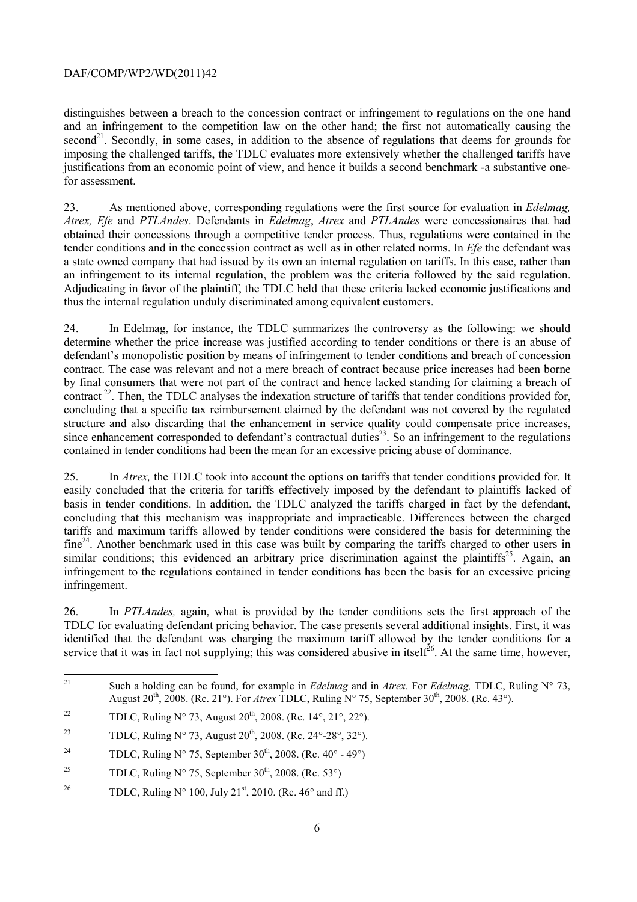distinguishes between a breach to the concession contract or infringement to regulations on the one hand and an infringement to the competition law on the other hand; the first not automatically causing the second[21]. Secondly, in some cases, in addition to the absence of regulations that deems for grounds for imposing the challenged tariffs, the TDLC evaluates more extensively whether the challenged tariffs have justifications from an economic point of view, and hence it builds a second benchmark -a substantive one- for assessment.

23. As mentioned above, corresponding regulations were the first source for evaluation in *Edelmag, Atrex, Efe* and *PTLAndes*. Defendants in *Edelmag*, *Atrex* and *PTLAndes* were concessionaires that had obtained their concessions through a competitive tender process. Thus, regulations were contained in the tender conditions and in the concession contract as well as in other related norms. In *Efe* the defendant was a state owned company that had issued by its own an internal regulation on tariffs. In this case, rather than an infringement to its internal regulation, the problem was the criteria followed by the said regulation. Adjudicating in favor of the plaintiff, the TDLC held that these criteria lacked economic justifications and thus the internal regulation unduly discriminated among equivalent customers.

24. In Edelmag, for instance, the TDLC summarizes the controversy as the following: we should determine whether the price increase was justified according to tender conditions or there is an abuse of defendant's monopolistic position by means of infringement to tender conditions and breach of concession contract. The case was relevant and not a mere breach of contract because price increases had been borne by final consumers that were not part of the contract and hence lacked standing for claiming a breach of contract[22]. Then, the TDLC analyses the indexation structure of tariffs that tender conditions provided for, concluding that a specific tax reimbursement claimed by the defendant was not covered by the regulated structure and also discarding that the enhancement in service quality could compensate price increases, since enhancement corresponded to defendant's contractual duties[23]. So an infringement to the regulations contained in tender conditions had been the mean for an excessive pricing abuse of dominance.

25. In *Atrex,* the TDLC took into account the options on tariffs that tender conditions provided for. It easily concluded that the criteria for tariffs effectively imposed by the defendant to plaintiffs lacked of basis in tender conditions. In addition, the TDLC analyzed the tariffs charged in fact by the defendant, concluding that this mechanism was inappropriate and impracticable. Differences between the charged tariffs and maximum tariffs allowed by tender conditions were considered the basis for determining the fine[24]. Another benchmark used in this case was built by comparing the tariffs charged to other users in similar conditions; this evidenced an arbitrary price discrimination against the plaintiffs[25]. Again, an infringement to the regulations contained in tender conditions has been the basis for an excessive pricing infringement.

26. In *PTLAndes,* again, what is provided by the tender conditions sets the first approach of the TDLC for evaluating defendant pricing behavior. The case presents several additional insights. First, it was identified that the defendant was charging the maximum tariff allowed by the tender conditions for a service that it was in fact not supplying; this was considered abusive in itself[26]. At the same time, however,

---

[21] Such a holding can be found, for example in *Edelmag* and in *Atrex*. For *Edelmag,* TDLC, Ruling N° 73, August 20th, 2008. (Rc. 21°). For *Atrex* TDLC, Ruling N° 75, September 30th, 2008. (Rc. 43°).

[22] TDLC, Ruling N° 73, August 20th, 2008. (Rc. 14°, 21°, 22°).

[23] TDLC, Ruling N° 73, August 20th, 2008. (Rc. 24°-28°, 32°).

[24] TDLC, Ruling N° 75, September 30th, 2008. (Rc. 40° - 49°)

[25] TDLC, Ruling N° 75, September 30th, 2008. (Rc. 53°)

[26] TDLC, Ruling N° 100, July 21st, 2010. (Rc. 46° and ff.)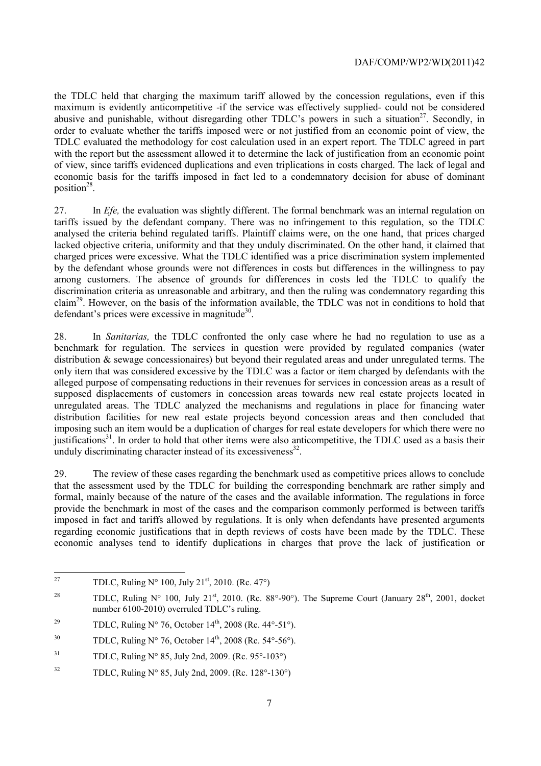the TDLC held that charging the maximum tariff allowed by the concession regulations, even if this maximum is evidently anticompetitive -if the service was effectively supplied- could not be considered abusive and punishable, without disregarding other TDLC's powers in such a situation[27]. Secondly, in order to evaluate whether the tariffs imposed were or not justified from an economic point of view, the TDLC evaluated the methodology for cost calculation used in an expert report. The TDLC agreed in part with the report but the assessment allowed it to determine the lack of justification from an economic point of view, since tariffs evidenced duplications and even triplications in costs charged. The lack of legal and economic basis for the tariffs imposed in fact led to a condemnatory decision for abuse of dominant position[28].

27. In *Efe,* the evaluation was slightly different. The formal benchmark was an internal regulation on tariffs issued by the defendant company. There was no infringement to this regulation, so the TDLC analysed the criteria behind regulated tariffs. Plaintiff claims were, on the one hand, that prices charged lacked objective criteria, uniformity and that they unduly discriminated. On the other hand, it claimed that charged prices were excessive. What the TDLC identified was a price discrimination system implemented by the defendant whose grounds were not differences in costs but differences in the willingness to pay among customers. The absence of grounds for differences in costs led the TDLC to qualify the discrimination criteria as unreasonable and arbitrary, and then the ruling was condemnatory regarding this claim[29]. However, on the basis of the information available, the TDLC was not in conditions to hold that defendant's prices were excessive in magnitude[30].

28. In *Sanitarias,* the TDLC confronted the only case where he had no regulation to use as a benchmark for regulation. The services in question were provided by regulated companies (water distribution & sewage concessionaires) but beyond their regulated areas and under unregulated terms. The only item that was considered excessive by the TDLC was a factor or item charged by defendants with the alleged purpose of compensating reductions in their revenues for services in concession areas as a result of supposed displacements of customers in concession areas towards new real estate projects located in unregulated areas. The TDLC analyzed the mechanisms and regulations in place for financing water distribution facilities for new real estate projects beyond concession areas and then concluded that imposing such an item would be a duplication of charges for real estate developers for which there were no justifications[31]. In order to hold that other items were also anticompetitive, the TDLC used as a basis their unduly discriminating character instead of its excessiveness[32].

29. The review of these cases regarding the benchmark used as competitive prices allows to conclude that the assessment used by the TDLC for building the corresponding benchmark are rather simply and formal, mainly because of the nature of the cases and the available information. The regulations in force provide the benchmark in most of the cases and the comparison commonly performed is between tariffs imposed in fact and tariffs allowed by regulations. It is only when defendants have presented arguments regarding economic justifications that in depth reviews of costs have been made by the TDLC. These economic analyses tend to identify duplications in charges that prove the lack of justification or

---

[27] TDLC, Ruling N° 100, July 21st, 2010. (Rc. 47°)

[28] TDLC, Ruling N° 100, July 21st, 2010. (Rc. 88°-90°). The Supreme Court (January 28th, 2001, docket number 6100-2010) overruled TDLC's ruling.

[29] TDLC, Ruling N° 76, October 14th, 2008 (Rc. 44°-51°).

[30] TDLC, Ruling N° 76, October 14th, 2008 (Rc. 54°-56°).

[31] TDLC, Ruling N° 85, July 2nd, 2009. (Rc. 95°-103°)

[32] TDLC, Ruling N° 85, July 2nd, 2009. (Rc. 128°-130°)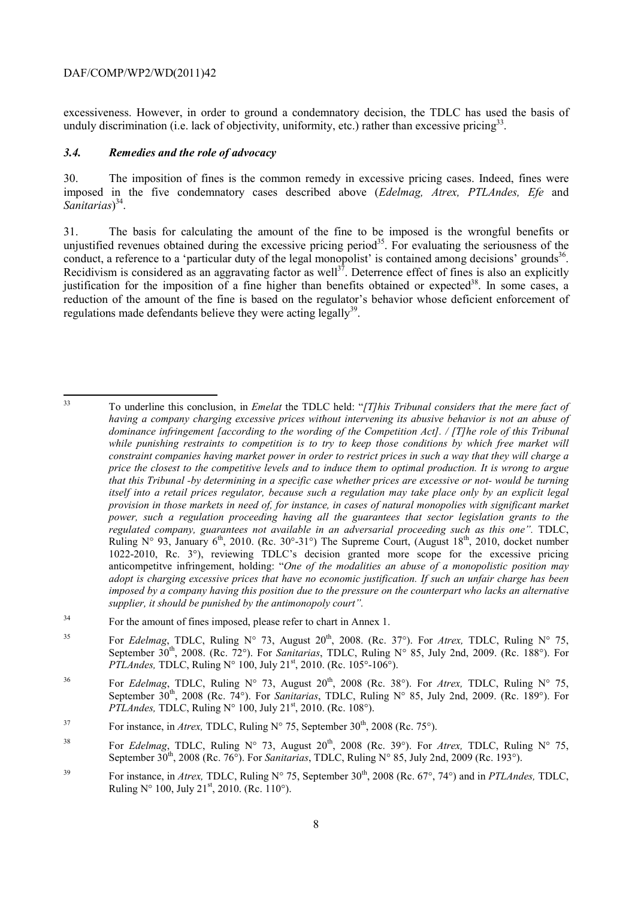excessiveness. However, in order to ground a condemnatory decision, the TDLC has used the basis of unduly discrimination (i.e. lack of objectivity, uniformity, etc.) rather than excessive pricing[33].

### *3.4. Remedies and the role of advocacy*

30. The imposition of fines is the common remedy in excessive pricing cases. Indeed, fines were imposed in the five condemnatory cases described above (*Edelmag, Atrex, PTLAndes, Efe* and *Sanitarias*)[34].

31. The basis for calculating the amount of the fine to be imposed is the wrongful benefits or unjustified revenues obtained during the excessive pricing period[35]. For evaluating the seriousness of the conduct, a reference to a 'particular duty of the legal monopolist' is contained among decisions' grounds[36]. Recidivism is considered as an aggravating factor as well[37]. Deterrence effect of fines is also an explicitly justification for the imposition of a fine higher than benefits obtained or expected[38]. In some cases, a reduction of the amount of the fine is based on the regulator's behavior whose deficient enforcement of regulations made defendants believe they were acting legally[39].

---

[33] To underline this conclusion, in *Emelat* the TDLC held: "*[T]his Tribunal considers that the mere fact of having a company charging excessive prices without intervening its abusive behavior is not an abuse of dominance infringement [according to the wording of the Competition Act]. / [T]he role of this Tribunal while punishing restraints to competition is to try to keep those conditions by which free market will constraint companies having market power in order to restrict prices in such a way that they will charge a price the closest to the competitive levels and to induce them to optimal production. It is wrong to argue that this Tribunal -by determining in a specific case whether prices are excessive or not- would be turning itself into a retail prices regulator, because such a regulation may take place only by an explicit legal provision in those markets in need of, for instance, in cases of natural monopolies with significant market power, such a regulation proceeding having all the guarantees that sector legislation grants to the regulated company, guarantees not available in an adversarial proceeding such as this one".* TDLC, Ruling N° 93, January 6th, 2010. (Rc. 30°-31°) The Supreme Court, (August 18th, 2010, docket number 1022-2010, Rc. 3°), reviewing TDLC's decision granted more scope for the excessive pricing anticompetitve infringement, holding: "*One of the modalities an abuse of a monopolistic position may adopt is charging excessive prices that have no economic justification. If such an unfair charge has been imposed by a company having this position due to the pressure on the counterpart who lacks an alternative supplier, it should be punished by the antimonopoly court".*

[34] For the amount of fines imposed, please refer to chart in Annex 1.

[35] For *Edelmag*, TDLC, Ruling N° 73, August 20th, 2008. (Rc. 37°). For *Atrex,* TDLC, Ruling N° 75, September 30th, 2008. (Rc. 72°). For *Sanitarias*, TDLC, Ruling N° 85, July 2nd, 2009. (Rc. 188°). For *PTLAndes,* TDLC, Ruling N° 100, July 21st, 2010. (Rc. 105°-106°).

[36] For *Edelmag*, TDLC, Ruling N° 73, August 20th, 2008 (Rc. 38°). For *Atrex,* TDLC, Ruling N° 75, September 30th, 2008 (Rc. 74°). For *Sanitarias*, TDLC, Ruling N° 85, July 2nd, 2009. (Rc. 189°). For *PTLAndes,* TDLC, Ruling N° 100, July 21st, 2010. (Rc. 108°).

[37] For instance, in *Atrex,* TDLC, Ruling N° 75, September 30th, 2008 (Rc. 75°).

[38] For *Edelmag*, TDLC, Ruling N° 73, August 20th, 2008 (Rc. 39°). For *Atrex,* TDLC, Ruling N° 75, September 30th, 2008 (Rc. 76°). For *Sanitarias*, TDLC, Ruling N° 85, July 2nd, 2009 (Rc. 193°).

[39] For instance, in *Atrex,* TDLC, Ruling N° 75, September 30th, 2008 (Rc. 67°, 74°) and in *PTLAndes,* TDLC, Ruling N° 100, July 21st, 2010. (Rc. 110°).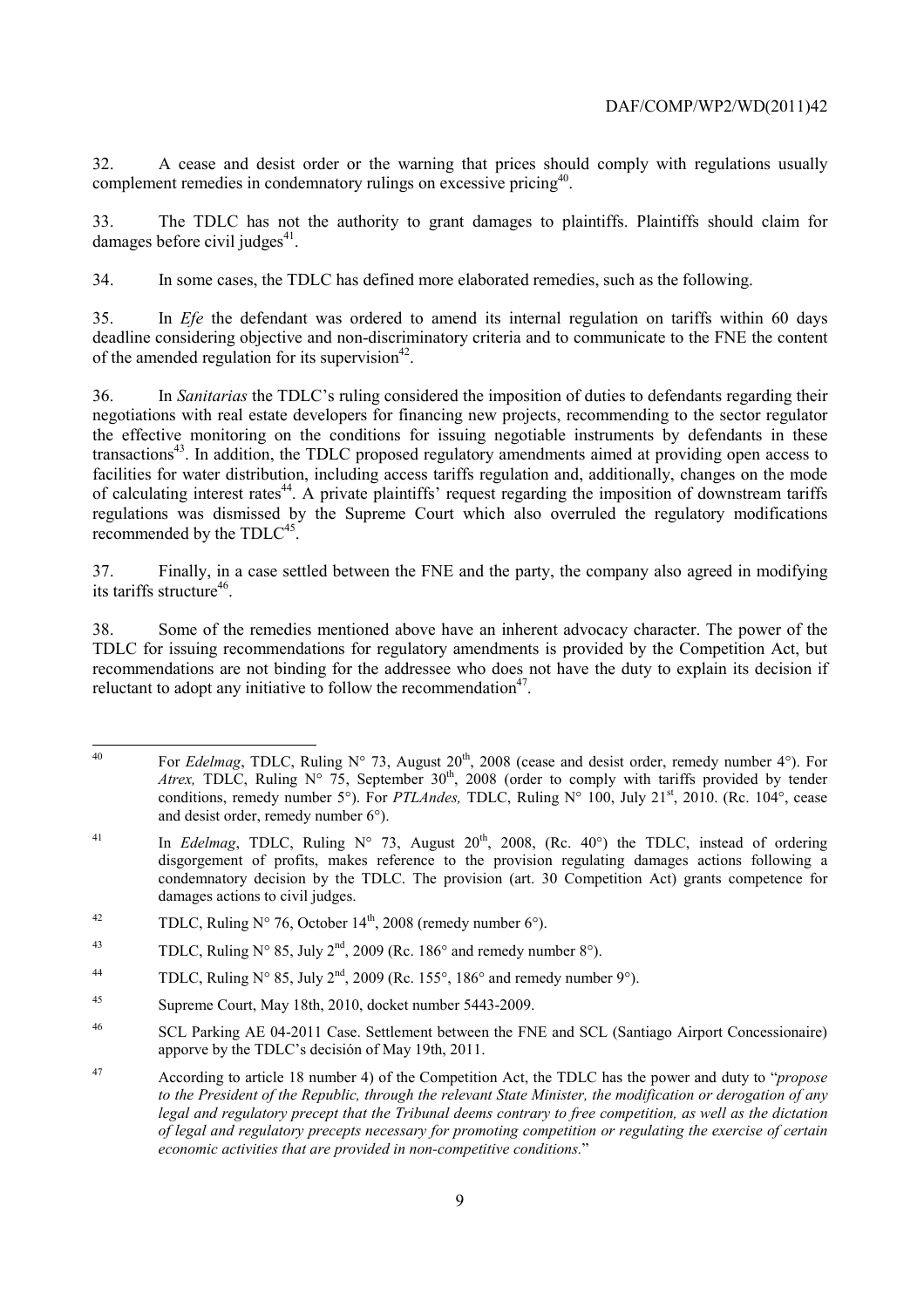32. A cease and desist order or the warning that prices should comply with regulations usually complement remedies in condemnatory rulings on excessive pricing[40].

33. The TDLC has not the authority to grant damages to plaintiffs. Plaintiffs should claim for damages before civil judges[41].

34. In some cases, the TDLC has defined more elaborated remedies, such as the following.

35. In *Efe* the defendant was ordered to amend its internal regulation on tariffs within 60 days deadline considering objective and non-discriminatory criteria and to communicate to the FNE the content of the amended regulation for its supervision[42].

36. In *Sanitarias* the TDLC's ruling considered the imposition of duties to defendants regarding their negotiations with real estate developers for financing new projects, recommending to the sector regulator the effective monitoring on the conditions for issuing negotiable instruments by defendants in these transactions[43]. In addition, the TDLC proposed regulatory amendments aimed at providing open access to facilities for water distribution, including access tariffs regulation and, additionally, changes on the mode of calculating interest rates[44]. A private plaintiffs' request regarding the imposition of downstream tariffs regulations was dismissed by the Supreme Court which also overruled the regulatory modifications recommended by the TDLC[45].

37. Finally, in a case settled between the FNE and the party, the company also agreed in modifying its tariffs structure[46].

38. Some of the remedies mentioned above have an inherent advocacy character. The power of the TDLC for issuing recommendations for regulatory amendments is provided by the Competition Act, but recommendations are not binding for the addressee who does not have the duty to explain its decision if reluctant to adopt any initiative to follow the recommendation[47].

---

[40] For *Edelmag*, TDLC, Ruling N° 73, August 20th, 2008 (cease and desist order, remedy number 4°). For *Atrex,* TDLC, Ruling N° 75, September 30th, 2008 (order to comply with tariffs provided by tender conditions, remedy number 5°). For *PTLAndes,* TDLC, Ruling N° 100, July 21st, 2010. (Rc. 104°, cease and desist order, remedy number 6°).

[41] In *Edelmag*, TDLC, Ruling N° 73, August 20th, 2008, (Rc. 40°) the TDLC, instead of ordering disgorgement of profits, makes reference to the provision regulating damages actions following a condemnatory decision by the TDLC. The provision (art. 30 Competition Act) grants competence for damages actions to civil judges.

[42] TDLC, Ruling N° 76, October 14th, 2008 (remedy number 6°).

[43] TDLC, Ruling N° 85, July 2nd, 2009 (Rc. 186° and remedy number 8°).

[44] TDLC, Ruling N° 85, July 2nd, 2009 (Rc. 155°, 186° and remedy number 9°).

[45] Supreme Court, May 18th, 2010, docket number 5443-2009.

[46] SCL Parking AE 04-2011 Case. Settlement between the FNE and SCL (Santiago Airport Concessionaire) apporve by the TDLC's decisión of May 19th, 2011.

[47] According to article 18 number 4) of the Competition Act, the TDLC has the power and duty to "*propose to the President of the Republic, through the relevant State Minister, the modification or derogation of any legal and regulatory precept that the Tribunal deems contrary to free competition, as well as the dictation of legal and regulatory precepts necessary for promoting competition or regulating the exercise of certain economic activities that are provided in non-competitive conditions.*"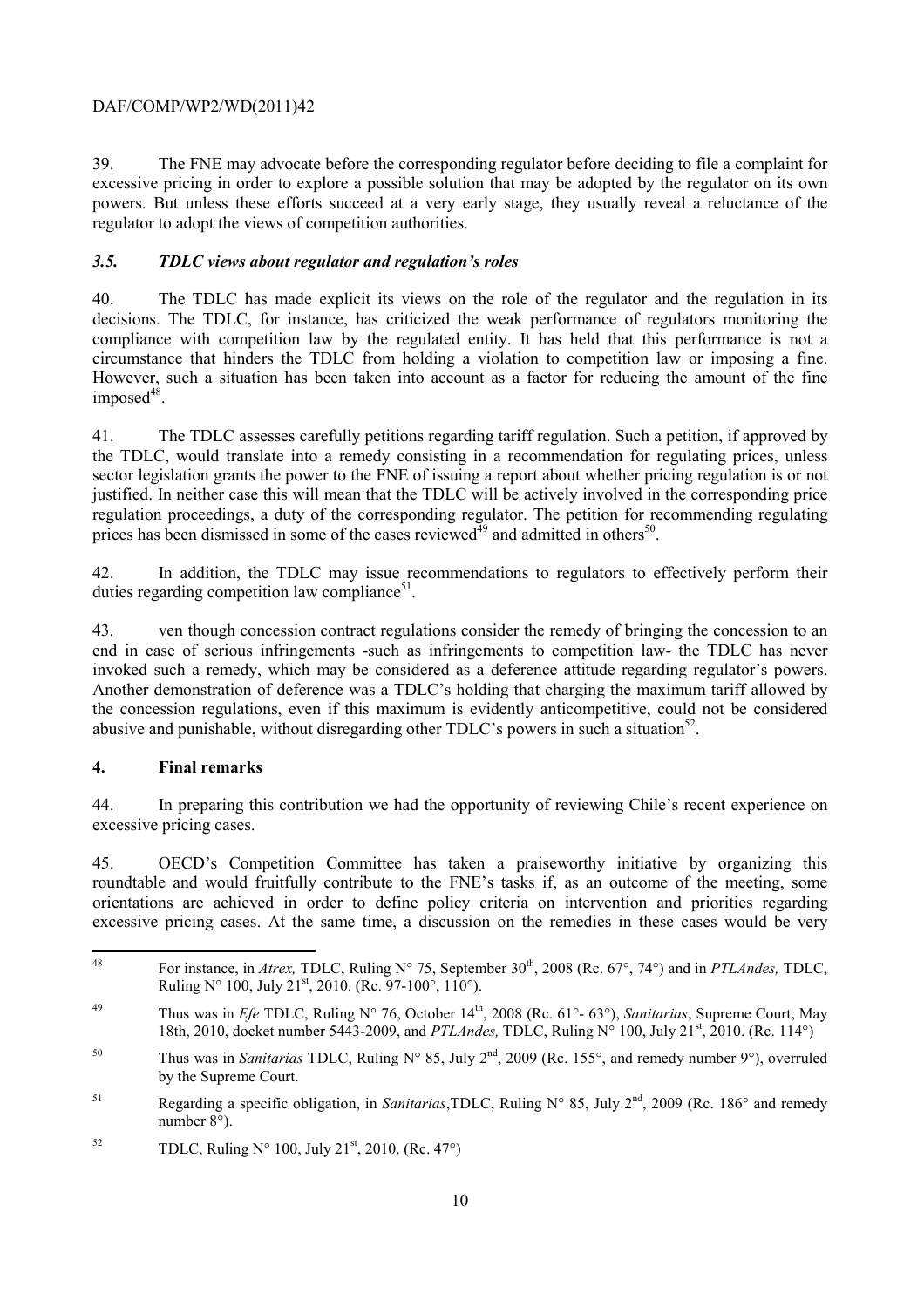39. The FNE may advocate before the corresponding regulator before deciding to file a complaint for excessive pricing in order to explore a possible solution that may be adopted by the regulator on its own powers. But unless these efforts succeed at a very early stage, they usually reveal a reluctance of the regulator to adopt the views of competition authorities.

### *3.5. TDLC views about regulator and regulation's roles*

40. The TDLC has made explicit its views on the role of the regulator and the regulation in its decisions. The TDLC, for instance, has criticized the weak performance of regulators monitoring the compliance with competition law by the regulated entity. It has held that this performance is not a circumstance that hinders the TDLC from holding a violation to competition law or imposing a fine. However, such a situation has been taken into account as a factor for reducing the amount of the fine imposed[48].

41. The TDLC assesses carefully petitions regarding tariff regulation. Such a petition, if approved by the TDLC, would translate into a remedy consisting in a recommendation for regulating prices, unless sector legislation grants the power to the FNE of issuing a report about whether pricing regulation is or not justified. In neither case this will mean that the TDLC will be actively involved in the corresponding price regulation proceedings, a duty of the corresponding regulator. The petition for recommending regulating prices has been dismissed in some of the cases reviewed[49] and admitted in others[50].

42. In addition, the TDLC may issue recommendations to regulators to effectively perform their duties regarding competition law compliance[51].

43. ven though concession contract regulations consider the remedy of bringing the concession to an end in case of serious infringements -such as infringements to competition law- the TDLC has never invoked such a remedy, which may be considered as a deference attitude regarding regulator's powers. Another demonstration of deference was a TDLC's holding that charging the maximum tariff allowed by the concession regulations, even if this maximum is evidently anticompetitive, could not be considered abusive and punishable, without disregarding other TDLC's powers in such a situation[52].

## 4. Final remarks

44. In preparing this contribution we had the opportunity of reviewing Chile's recent experience on excessive pricing cases.

45. OECD's Competition Committee has taken a praiseworthy initiative by organizing this roundtable and would fruitfully contribute to the FNE's tasks if, as an outcome of the meeting, some orientations are achieved in order to define policy criteria on intervention and priorities regarding excessive pricing cases. At the same time, a discussion on the remedies in these cases would be very

---

[48] For instance, in *Atrex,* TDLC, Ruling N° 75, September 30th, 2008 (Rc. 67°, 74°) and in *PTLAndes,* TDLC, Ruling N° 100, July 21st, 2010. (Rc. 97-100°, 110°).

[49] Thus was in *Efe* TDLC, Ruling N° 76, October 14th, 2008 (Rc. 61°- 63°), *Sanitarias*, Supreme Court, May 18th, 2010, docket number 5443-2009, and *PTLAndes,* TDLC, Ruling N° 100, July 21st, 2010. (Rc. 114°)

[50] Thus was in *Sanitarias* TDLC, Ruling N° 85, July 2nd, 2009 (Rc. 155°, and remedy number 9°), overruled by the Supreme Court.

[51] Regarding a specific obligation, in *Sanitarias*,TDLC, Ruling N° 85, July 2nd, 2009 (Rc. 186° and remedy number 8°).

[52] TDLC, Ruling N° 100, July 21st, 2010. (Rc. 47°)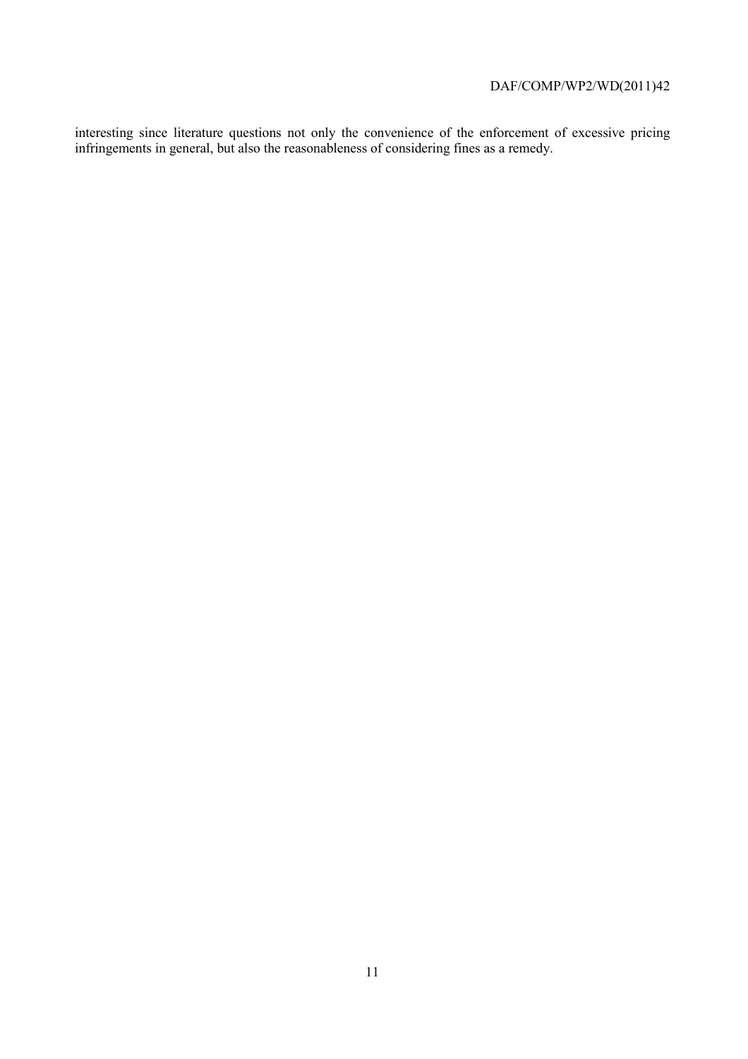interesting since literature questions not only the convenience of the enforcement of excessive pricing infringements in general, but also the reasonableness of considering fines as a remedy.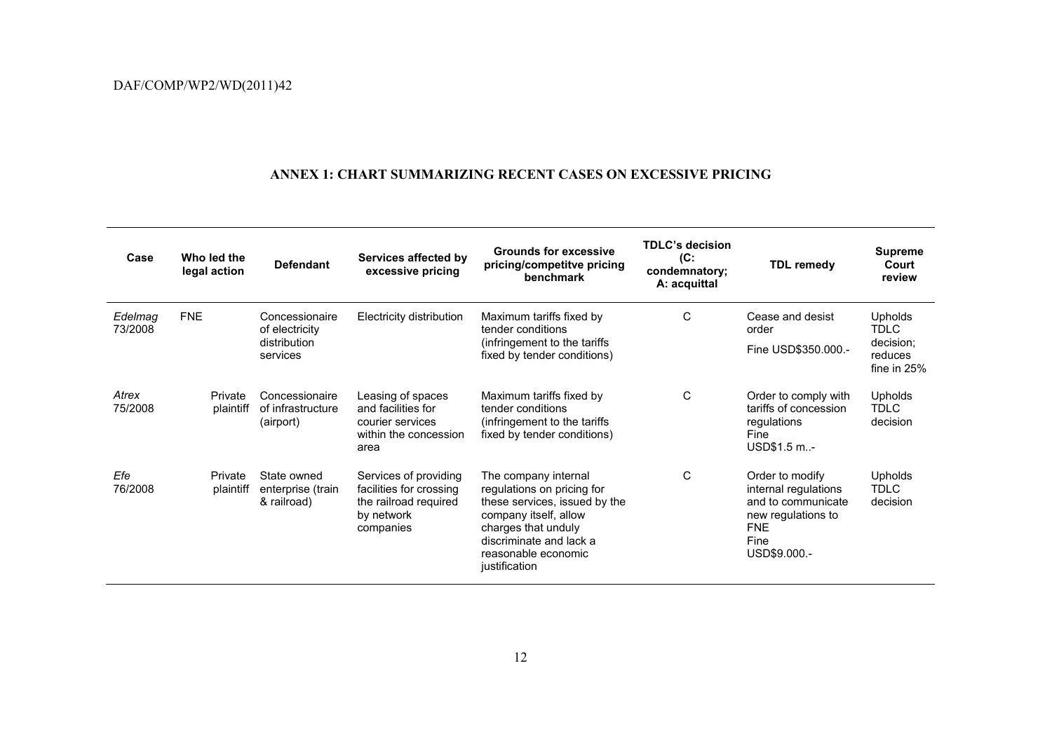## ANNEX 1: CHART SUMMARIZING RECENT CASES ON EXCESSIVE PRICING

| Case | Who led the legal action | Defendant | Services affected by excessive pricing | Grounds for excessive pricing/competitve pricing benchmark | TDLC's decision (C: condemnatory; A: acquittal | TDL remedy | Supreme Court review |
|---|---|---|---|---|---|---|---|
| *Edelmag* 73/2008 | FNE | Concessionaire of electricity distribution services | Electricity distribution | Maximum tariffs fixed by tender conditions (infringement to the tariffs fixed by tender conditions) | C | Cease and desist order<br>Fine USD$350.000.- | Upholds TDLC decision; reduces fine in 25% |
| *Atrex* 75/2008 | Private plaintiff | Concessionaire of infrastructure (airport) | Leasing of spaces and facilities for courier services within the concession area | Maximum tariffs fixed by tender conditions (infringement to the tariffs fixed by tender conditions) | C | Order to comply with tariffs of concession regulations<br>Fine USD$1.5 m..- | Upholds TDLC decision |
| *Efe* 76/2008 | Private plaintiff | State owned enterprise (train & railroad) | Services of providing facilities for crossing the railroad required by network companies | The company internal regulations on pricing for these services, issued by the company itself, allow charges that unduly discriminate and lack a reasonable economic justification | C | Order to modify internal regulations and to communicate new regulations to FNE<br>Fine USD$9.000.- | Upholds TDLC decision |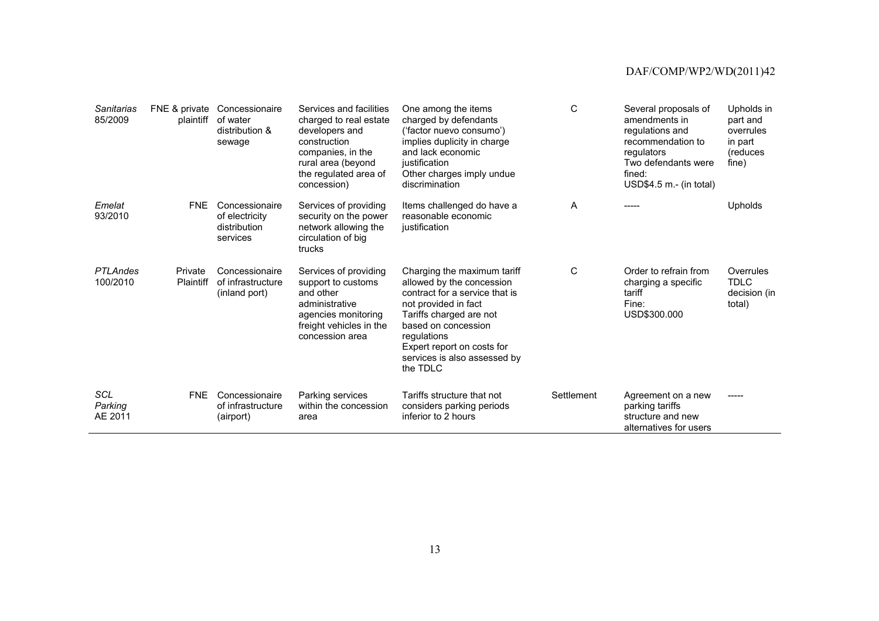| | | | | | | | |
|---|---|---|---|---|---|---|---|
| *Sanitarias* 85/2009 | FNE & private plaintiff | Concessionaire of water distribution & sewage | Services and facilities charged to real estate developers and construction companies, in the rural area (beyond the regulated area of concession) | One among the items charged by defendants ('factor nuevo consumo') implies duplicity in charge and lack economic justification<br>Other charges imply undue discrimination | C | Several proposals of amendments in regulations and recommendation to regulators<br>Two defendants were fined:<br>USD$4.5 m.- (in total) | Upholds in part and overrules in part (reduces fine) |
| *Emelat* 93/2010 | FNE | Concessionaire of electricity distribution services | Services of providing security on the power network allowing the circulation of big trucks | Items challenged do have a reasonable economic justification | A | ----- | Upholds |
| *PTLAndes* 100/2010 | Private Plaintiff | Concessionaire of infrastructure (inland port) | Services of providing support to customs and other administrative agencies monitoring freight vehicles in the concession area | Charging the maximum tariff allowed by the concession contract for a service that is not provided in fact<br>Tariffs charged are not based on concession regulations<br>Expert report on costs for services is also assessed by the TDLC | C | Order to refrain from charging a specific tariff<br>Fine:<br>USD$300.000 | Overrules TDLC decision (in total) |
| *SCL Parking* AE 2011 | FNE | Concessionaire of infrastructure (airport) | Parking services within the concession area | Tariffs structure that not considers parking periods inferior to 2 hours | Settlement | Agreement on a new parking tariffs structure and new alternatives for users | ----- |